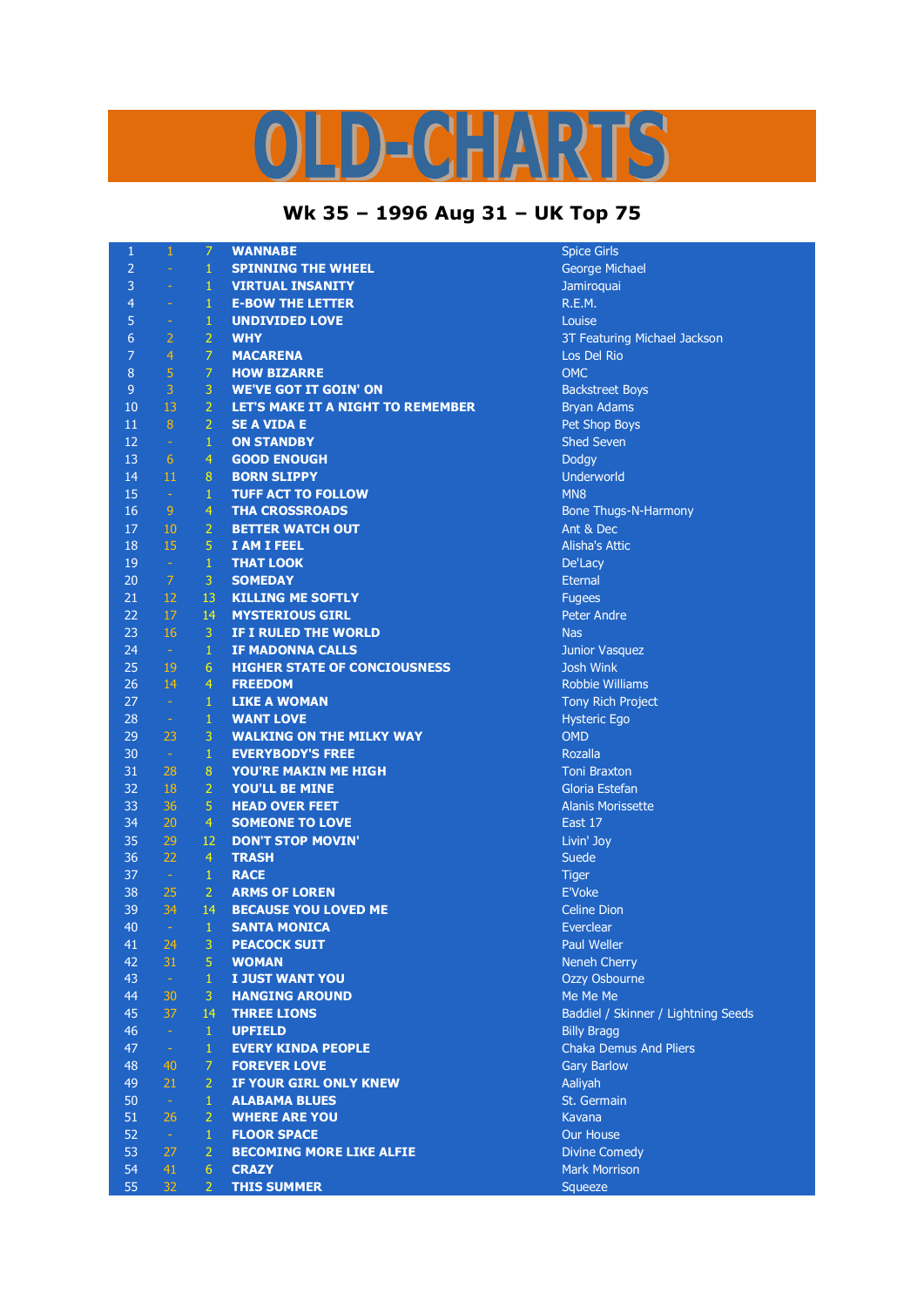# OLD-CHARTS

## Wk 35 – 1996 Aug 31 – UK Top 75

| | | | | |
|---|---|---|---|---|
| 1 | 1 | 7 | WANNABE | Spice Girls |
| 2 | - | 1 | SPINNING THE WHEEL | George Michael |
| 3 | - | 1 | VIRTUAL INSANITY | Jamiroquai |
| 4 | - | 1 | E-BOW THE LETTER | R.E.M. |
| 5 | - | 1 | UNDIVIDED LOVE | Louise |
| 6 | 2 | 2 | WHY | 3T Featuring Michael Jackson |
| 7 | 4 | 7 | MACARENA | Los Del Rio |
| 8 | 5 | 7 | HOW BIZARRE | OMC |
| 9 | 3 | 3 | WE'VE GOT IT GOIN' ON | Backstreet Boys |
| 10 | 13 | 2 | LET'S MAKE IT A NIGHT TO REMEMBER | Bryan Adams |
| 11 | 8 | 2 | SE A VIDA E | Pet Shop Boys |
| 12 | - | 1 | ON STANDBY | Shed Seven |
| 13 | 6 | 4 | GOOD ENOUGH | Dodgy |
| 14 | 11 | 8 | BORN SLIPPY | Underworld |
| 15 | - | 1 | TUFF ACT TO FOLLOW | MN8 |
| 16 | 9 | 4 | THA CROSSROADS | Bone Thugs-N-Harmony |
| 17 | 10 | 2 | BETTER WATCH OUT | Ant & Dec |
| 18 | 15 | 5 | I AM I FEEL | Alisha's Attic |
| 19 | - | 1 | THAT LOOK | De'Lacy |
| 20 | 7 | 3 | SOMEDAY | Eternal |
| 21 | 12 | 13 | KILLING ME SOFTLY | Fugees |
| 22 | 17 | 14 | MYSTERIOUS GIRL | Peter Andre |
| 23 | 16 | 3 | IF I RULED THE WORLD | Nas |
| 24 | - | 1 | IF MADONNA CALLS | Junior Vasquez |
| 25 | 19 | 6 | HIGHER STATE OF CONCIOUSNESS | Josh Wink |
| 26 | 14 | 4 | FREEDOM | Robbie Williams |
| 27 | - | 1 | LIKE A WOMAN | Tony Rich Project |
| 28 | - | 1 | WANT LOVE | Hysteric Ego |
| 29 | 23 | 3 | WALKING ON THE MILKY WAY | OMD |
| 30 | - | 1 | EVERYBODY'S FREE | Rozalla |
| 31 | 28 | 8 | YOU'RE MAKIN ME HIGH | Toni Braxton |
| 32 | 18 | 2 | YOU'LL BE MINE | Gloria Estefan |
| 33 | 36 | 5 | HEAD OVER FEET | Alanis Morissette |
| 34 | 20 | 4 | SOMEONE TO LOVE | East 17 |
| 35 | 29 | 12 | DON'T STOP MOVIN' | Livin' Joy |
| 36 | 22 | 4 | TRASH | Suede |
| 37 | - | 1 | RACE | Tiger |
| 38 | 25 | 2 | ARMS OF LOREN | E'Voke |
| 39 | 34 | 14 | BECAUSE YOU LOVED ME | Celine Dion |
| 40 | - | 1 | SANTA MONICA | Everclear |
| 41 | 24 | 3 | PEACOCK SUIT | Paul Weller |
| 42 | 31 | 5 | WOMAN | Neneh Cherry |
| 43 | - | 1 | I JUST WANT YOU | Ozzy Osbourne |
| 44 | 30 | 3 | HANGING AROUND | Me Me Me |
| 45 | 37 | 14 | THREE LIONS | Baddiel / Skinner / Lightning Seeds |
| 46 | - | 1 | UPFIELD | Billy Bragg |
| 47 | - | 1 | EVERY KINDA PEOPLE | Chaka Demus And Pliers |
| 48 | 40 | 7 | FOREVER LOVE | Gary Barlow |
| 49 | 21 | 2 | IF YOUR GIRL ONLY KNEW | Aaliyah |
| 50 | - | 1 | ALABAMA BLUES | St. Germain |
| 51 | 26 | 2 | WHERE ARE YOU | Kavana |
| 52 | - | 1 | FLOOR SPACE | Our House |
| 53 | 27 | 2 | BECOMING MORE LIKE ALFIE | Divine Comedy |
| 54 | 41 | 6 | CRAZY | Mark Morrison |
| 55 | 32 | 2 | THIS SUMMER | Squeeze |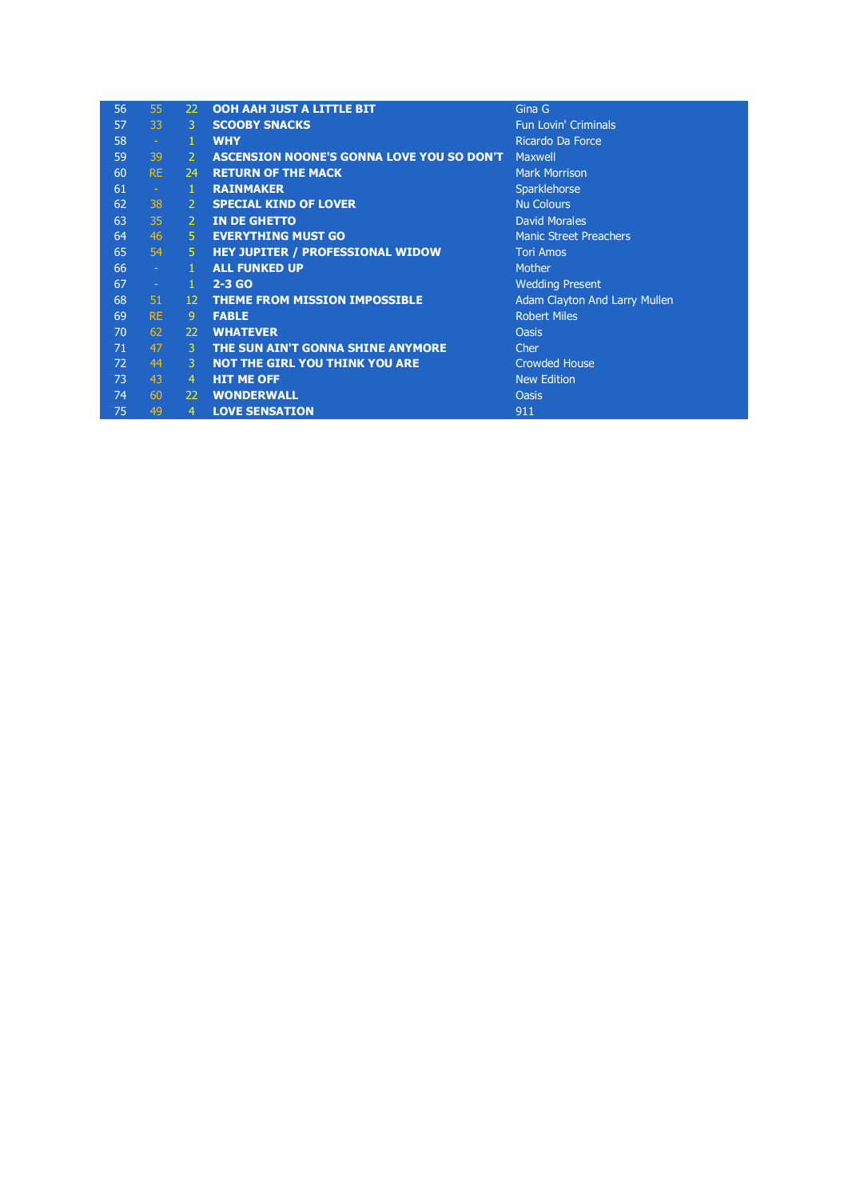| | | | | |
|---|---|---|---|---|
| 56 | 55 | 22 | **OOH AAH JUST A LITTLE BIT** | Gina G |
| 57 | 33 | 3 | **SCOOBY SNACKS** | Fun Lovin' Criminals |
| 58 | - | 1 | **WHY** | Ricardo Da Force |
| 59 | 39 | 2 | **ASCENSION NOONE'S GONNA LOVE YOU SO DON'T** | Maxwell |
| 60 | RE | 24 | **RETURN OF THE MACK** | Mark Morrison |
| 61 | - | 1 | **RAINMAKER** | Sparklehorse |
| 62 | 38 | 2 | **SPECIAL KIND OF LOVER** | Nu Colours |
| 63 | 35 | 2 | **IN DE GHETTO** | David Morales |
| 64 | 46 | 5 | **EVERYTHING MUST GO** | Manic Street Preachers |
| 65 | 54 | 5 | **HEY JUPITER / PROFESSIONAL WIDOW** | Tori Amos |
| 66 | - | 1 | **ALL FUNKED UP** | Mother |
| 67 | - | 1 | **2-3 GO** | Wedding Present |
| 68 | 51 | 12 | **THEME FROM MISSION IMPOSSIBLE** | Adam Clayton And Larry Mullen |
| 69 | RE | 9 | **FABLE** | Robert Miles |
| 70 | 62 | 22 | **WHATEVER** | Oasis |
| 71 | 47 | 3 | **THE SUN AIN'T GONNA SHINE ANYMORE** | Cher |
| 72 | 44 | 3 | **NOT THE GIRL YOU THINK YOU ARE** | Crowded House |
| 73 | 43 | 4 | **HIT ME OFF** | New Edition |
| 74 | 60 | 22 | **WONDERWALL** | Oasis |
| 75 | 49 | 4 | **LOVE SENSATION** | 911 |